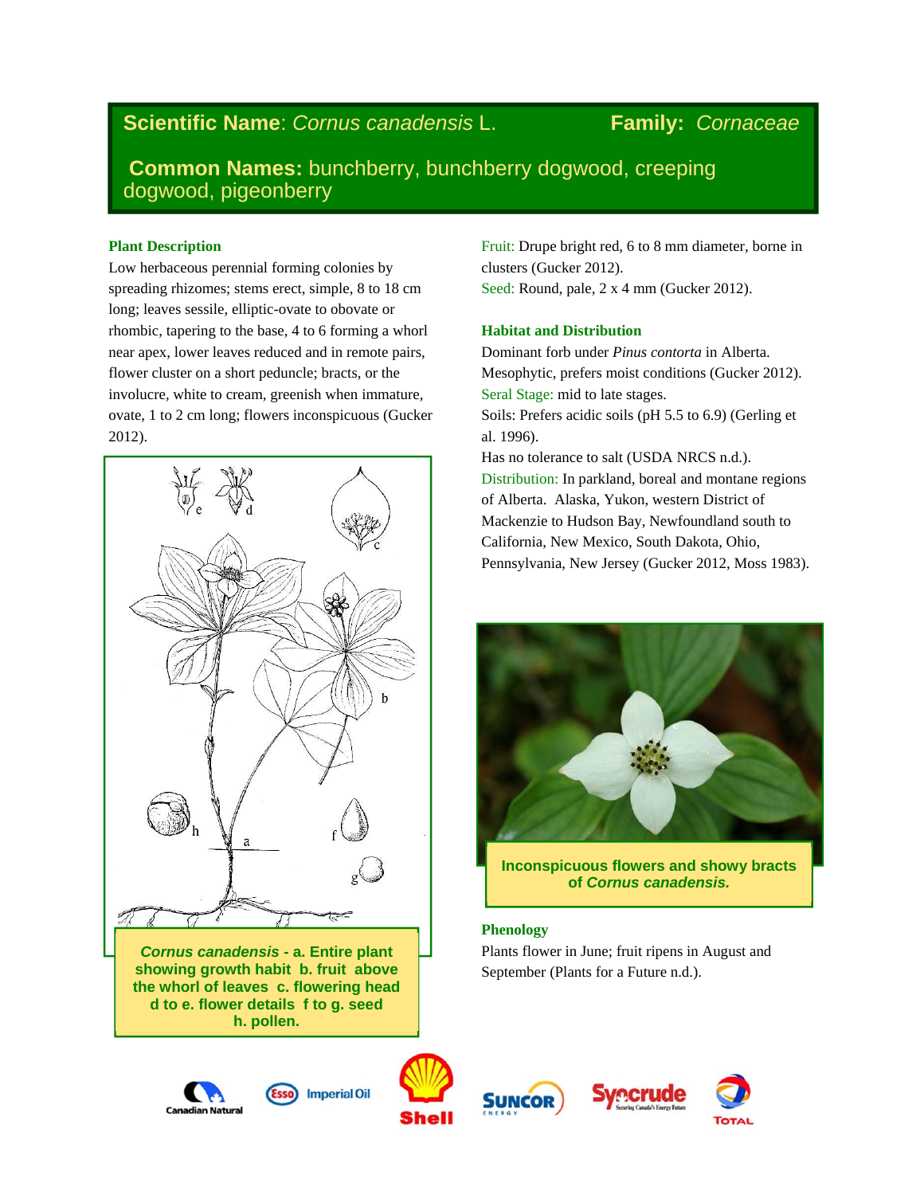# Scientific Name: *Cornus canadensis* L. Family: *Cornaceae*

**Common Names:** bunchberry, bunchberry dogwood, creeping dogwood, pigeonberry

## Plant Description

Low herbaceous perennial forming colonies by spreading rhizomes; stems erect, simple, 8 to 18 cm long; leaves sessile, elliptic-ovate to obovate or rhombic, tapering to the base, 4 to 6 forming a whorl near apex, lower leaves reduced and in remote pairs, flower cluster on a short peduncle; bracts, or the involucre, white to cream, greenish when immature, ovate, 1 to 2 cm long; flowers inconspicuous (Gucker 2012).

***Cornus canadensis*** **- a. Entire plant showing growth habit b. fruit above the whorl of leaves c. flowering head d to e. flower details f to g. seed h. pollen.**

Fruit: Drupe bright red, 6 to 8 mm diameter, borne in clusters (Gucker 2012).

Seed: Round, pale, 2 x 4 mm (Gucker 2012).

## Habitat and Distribution

Dominant forb under *Pinus contorta* in Alberta. Mesophytic, prefers moist conditions (Gucker 2012).

Seral Stage: mid to late stages.

Soils: Prefers acidic soils (pH 5.5 to 6.9) (Gerling et al. 1996).

Has no tolerance to salt (USDA NRCS n.d.).

Distribution: In parkland, boreal and montane regions of Alberta. Alaska, Yukon, western District of Mackenzie to Hudson Bay, Newfoundland south to California, New Mexico, South Dakota, Ohio, Pennsylvania, New Jersey (Gucker 2012, Moss 1983).

**Inconspicuous flowers and showy bracts of *Cornus canadensis*.**

## Phenology

Plants flower in June; fruit ripens in August and September (Plants for a Future n.d.).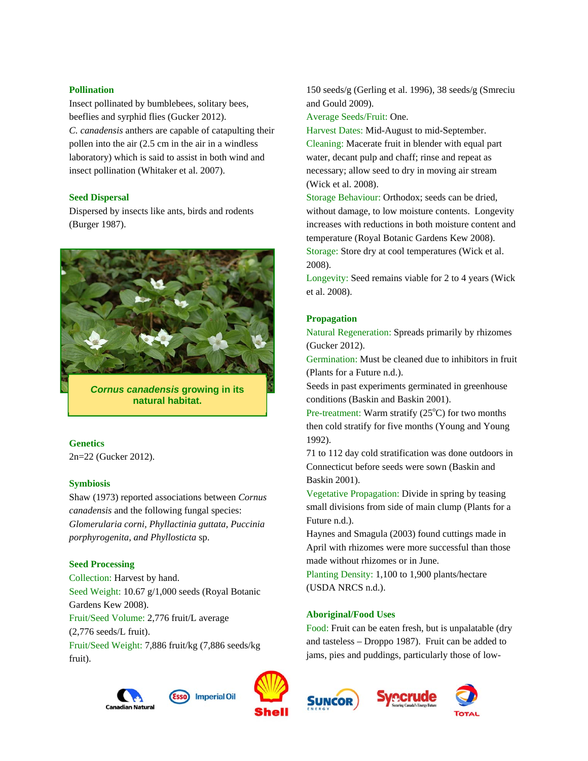## Pollination

Insect pollinated by bumblebees, solitary bees, beeflies and syrphid flies (Gucker 2012).

*C. canadensis* anthers are capable of catapulting their pollen into the air (2.5 cm in the air in a windless laboratory) which is said to assist in both wind and insect pollination (Whitaker et al. 2007).

## Seed Dispersal

Dispersed by insects like ants, birds and rodents (Burger 1987).

***Cornus canadensis* growing in its natural habitat.**

## Genetics

2n=22 (Gucker 2012).

## Symbiosis

Shaw (1973) reported associations between *Cornus canadensis* and the following fungal species: *Glomerularia corni, Phyllactinia guttata, Puccinia porphyrogenita, and Phyllosticta* sp.

## Seed Processing

Collection: Harvest by hand.

Seed Weight: 10.67 g/1,000 seeds (Royal Botanic Gardens Kew 2008).

Fruit/Seed Volume: 2,776 fruit/L average (2,776 seeds/L fruit).

Fruit/Seed Weight: 7,886 fruit/kg (7,886 seeds/kg fruit).

150 seeds/g (Gerling et al. 1996), 38 seeds/g (Smreciu and Gould 2009).

Average Seeds/Fruit: One.

Harvest Dates: Mid-August to mid-September.

Cleaning: Macerate fruit in blender with equal part water, decant pulp and chaff; rinse and repeat as necessary; allow seed to dry in moving air stream (Wick et al. 2008).

Storage Behaviour: Orthodox; seeds can be dried, without damage, to low moisture contents. Longevity increases with reductions in both moisture content and temperature (Royal Botanic Gardens Kew 2008).

Storage: Store dry at cool temperatures (Wick et al. 2008).

Longevity: Seed remains viable for 2 to 4 years (Wick et al. 2008).

## Propagation

Natural Regeneration: Spreads primarily by rhizomes (Gucker 2012).

Germination: Must be cleaned due to inhibitors in fruit (Plants for a Future n.d.).

Seeds in past experiments germinated in greenhouse conditions (Baskin and Baskin 2001).

Pre-treatment: Warm stratify (25°C) for two months then cold stratify for five months (Young and Young 1992).

71 to 112 day cold stratification was done outdoors in Connecticut before seeds were sown (Baskin and Baskin 2001).

Vegetative Propagation: Divide in spring by teasing small divisions from side of main clump (Plants for a Future n.d.).

Haynes and Smagula (2003) found cuttings made in April with rhizomes were more successful than those made without rhizomes or in June.

Planting Density: 1,100 to 1,900 plants/hectare (USDA NRCS n.d.).

## Aboriginal/Food Uses

Food: Fruit can be eaten fresh, but is unpalatable (dry and tasteless – Droppo 1987). Fruit can be added to jams, pies and puddings, particularly those of low-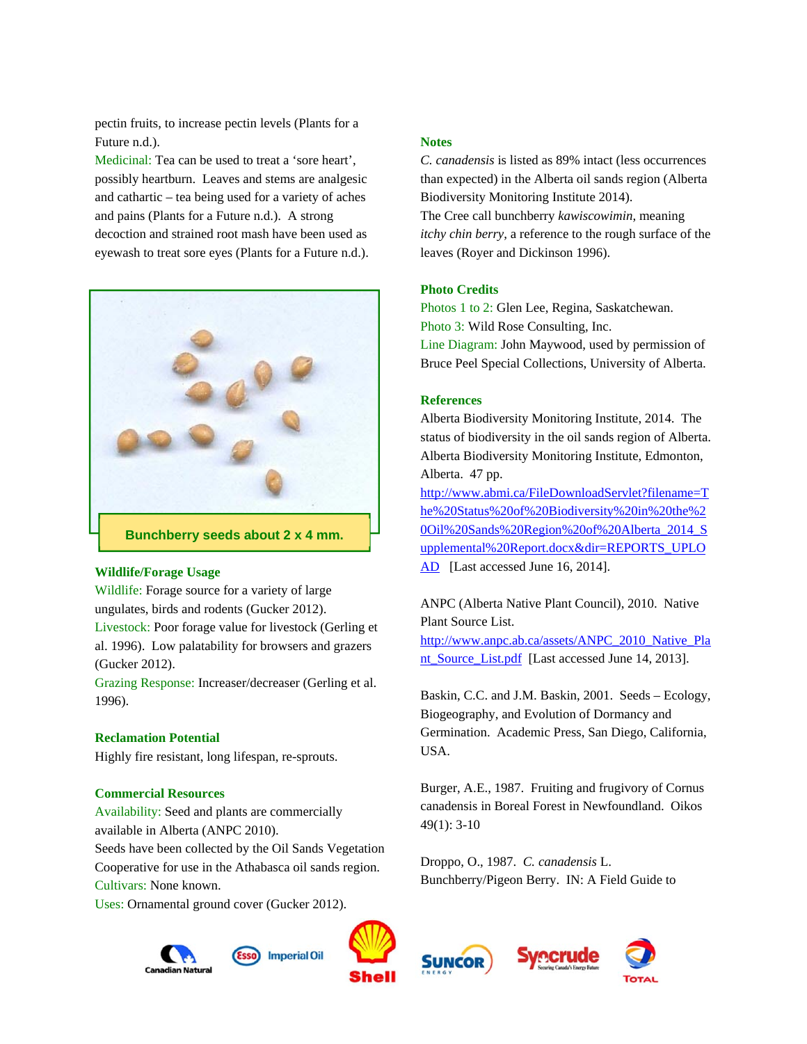pectin fruits, to increase pectin levels (Plants for a Future n.d.).

Medicinal: Tea can be used to treat a 'sore heart', possibly heartburn. Leaves and stems are analgesic and cathartic – tea being used for a variety of aches and pains (Plants for a Future n.d.). A strong decoction and strained root mash have been used as eyewash to treat sore eyes (Plants for a Future n.d.).

**Bunchberry seeds about 2 x 4 mm.**

### Wildlife/Forage Usage

Wildlife: Forage source for a variety of large ungulates, birds and rodents (Gucker 2012).

Livestock: Poor forage value for livestock (Gerling et al. 1996). Low palatability for browsers and grazers (Gucker 2012).

Grazing Response: Increaser/decreaser (Gerling et al. 1996).

### Reclamation Potential

Highly fire resistant, long lifespan, re-sprouts.

### Commercial Resources

Availability: Seed and plants are commercially available in Alberta (ANPC 2010).

Seeds have been collected by the Oil Sands Vegetation Cooperative for use in the Athabasca oil sands region.

Cultivars: None known.

Uses: Ornamental ground cover (Gucker 2012).

### Notes

*C. canadensis* is listed as 89% intact (less occurrences than expected) in the Alberta oil sands region (Alberta Biodiversity Monitoring Institute 2014).

The Cree call bunchberry *kawiscowimin*, meaning *itchy chin berry*, a reference to the rough surface of the leaves (Royer and Dickinson 1996).

### Photo Credits

Photos 1 to 2: Glen Lee, Regina, Saskatchewan.

Photo 3: Wild Rose Consulting, Inc.

Line Diagram: John Maywood, used by permission of Bruce Peel Special Collections, University of Alberta.

### References

Alberta Biodiversity Monitoring Institute, 2014. The status of biodiversity in the oil sands region of Alberta. Alberta Biodiversity Monitoring Institute, Edmonton, Alberta. 47 pp. http://www.abmi.ca/FileDownloadServlet?filename=The%20Status%20of%20Biodiversity%20in%20the%20Oil%20Sands%20Region%20of%20Alberta_2014_Supplemental%20Report.docx&dir=REPORTS_UPLOAD [Last accessed June 16, 2014].

ANPC (Alberta Native Plant Council), 2010. Native Plant Source List. http://www.anpc.ab.ca/assets/ANPC_2010_Native_Plant_Source_List.pdf [Last accessed June 14, 2013].

Baskin, C.C. and J.M. Baskin, 2001. Seeds – Ecology, Biogeography, and Evolution of Dormancy and Germination. Academic Press, San Diego, California, USA.

Burger, A.E., 1987. Fruiting and frugivory of Cornus canadensis in Boreal Forest in Newfoundland. Oikos 49(1): 3-10

Droppo, O., 1987. *C. canadensis* L. Bunchberry/Pigeon Berry. IN: A Field Guide to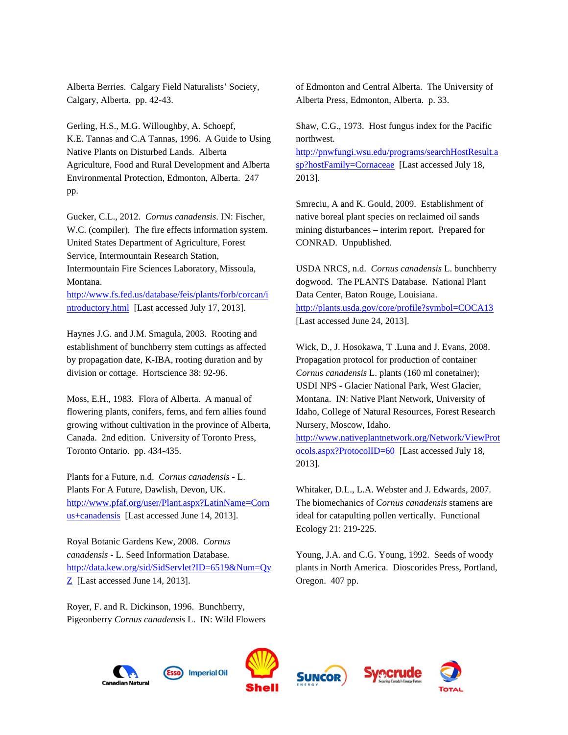Alberta Berries. Calgary Field Naturalists' Society, Calgary, Alberta. pp. 42-43.

Gerling, H.S., M.G. Willoughby, A. Schoepf, K.E. Tannas and C.A Tannas, 1996. A Guide to Using Native Plants on Disturbed Lands. Alberta Agriculture, Food and Rural Development and Alberta Environmental Protection, Edmonton, Alberta. 247 pp.

Gucker, C.L., 2012. *Cornus canadensis*. IN: Fischer, W.C. (compiler). The fire effects information system. United States Department of Agriculture, Forest Service, Intermountain Research Station, Intermountain Fire Sciences Laboratory, Missoula, Montana. http://www.fs.fed.us/database/feis/plants/forb/corcan/introductory.html [Last accessed July 17, 2013].

Haynes J.G. and J.M. Smagula, 2003. Rooting and establishment of bunchberry stem cuttings as affected by propagation date, K-IBA, rooting duration and by division or cottage. Hortscience 38: 92-96.

Moss, E.H., 1983. Flora of Alberta. A manual of flowering plants, conifers, ferns, and fern allies found growing without cultivation in the province of Alberta, Canada. 2nd edition. University of Toronto Press, Toronto Ontario. pp. 434-435.

Plants for a Future, n.d. *Cornus canadensis* - L. Plants For A Future, Dawlish, Devon, UK. http://www.pfaf.org/user/Plant.aspx?LatinName=Cornus+canadensis [Last accessed June 14, 2013].

Royal Botanic Gardens Kew, 2008. *Cornus canadensis* - L. Seed Information Database. http://data.kew.org/sid/SidServlet?ID=6519&Num=QyZ [Last accessed June 14, 2013].

Royer, F. and R. Dickinson, 1996. Bunchberry, Pigeonberry *Cornus canadensis* L. IN: Wild Flowers of Edmonton and Central Alberta. The University of Alberta Press, Edmonton, Alberta. p. 33.

Shaw, C.G., 1973. Host fungus index for the Pacific northwest. http://pnwfungi.wsu.edu/programs/searchHostResult.asp?hostFamily=Cornaceae [Last accessed July 18, 2013].

Smreciu, A and K. Gould, 2009. Establishment of native boreal plant species on reclaimed oil sands mining disturbances – interim report. Prepared for CONRAD. Unpublished.

USDA NRCS, n.d. *Cornus canadensis* L. bunchberry dogwood. The PLANTS Database. National Plant Data Center, Baton Rouge, Louisiana. http://plants.usda.gov/core/profile?symbol=COCA13 [Last accessed June 24, 2013].

Wick, D., J. Hosokawa, T .Luna and J. Evans, 2008. Propagation protocol for production of container *Cornus canadensis* L. plants (160 ml conetainer); USDI NPS - Glacier National Park, West Glacier, Montana. IN: Native Plant Network, University of Idaho, College of Natural Resources, Forest Research Nursery, Moscow, Idaho. http://www.nativeplantnetwork.org/Network/ViewProtocols.aspx?ProtocolID=60 [Last accessed July 18, 2013].

Whitaker, D.L., L.A. Webster and J. Edwards, 2007. The biomechanics of *Cornus canadensis* stamens are ideal for catapulting pollen vertically. Functional Ecology 21: 219-225.

Young, J.A. and C.G. Young, 1992. Seeds of woody plants in North America. Dioscorides Press, Portland, Oregon. 407 pp.